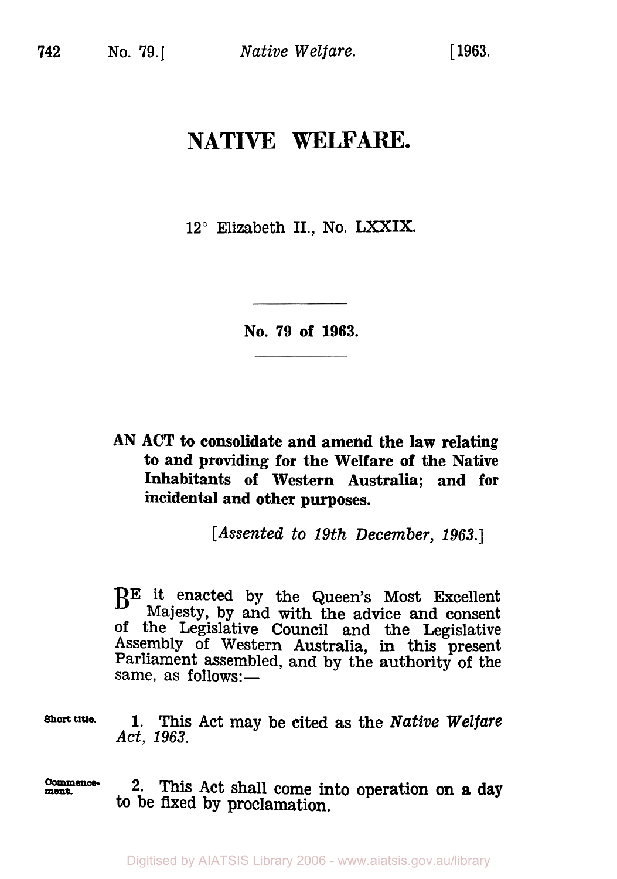# NATIVE WELFARE.

12° Elizabeth II., No. LXXIX.

**No. 79 of 1963.**

**AN ACT to consolidate and amend the law relating to and providing for the Welfare of the Native Inhabitants of Western Australia; and for incidental and other purposes.**

[*Assented to 19th December, 1963.*]

BE it enacted by the Queen's Most Excellent Majesty, by and with the advice and consent of the Legislative Council and the Legislative Assembly of Western Australia, in this present Parliament assembled, and by the authority of the same, as follows:—

Short title.

**1.** This Act may be cited as the *Native Welfare Act, 1963*.

Commencement.

**2.** This Act shall come into operation on a day to be fixed by proclamation.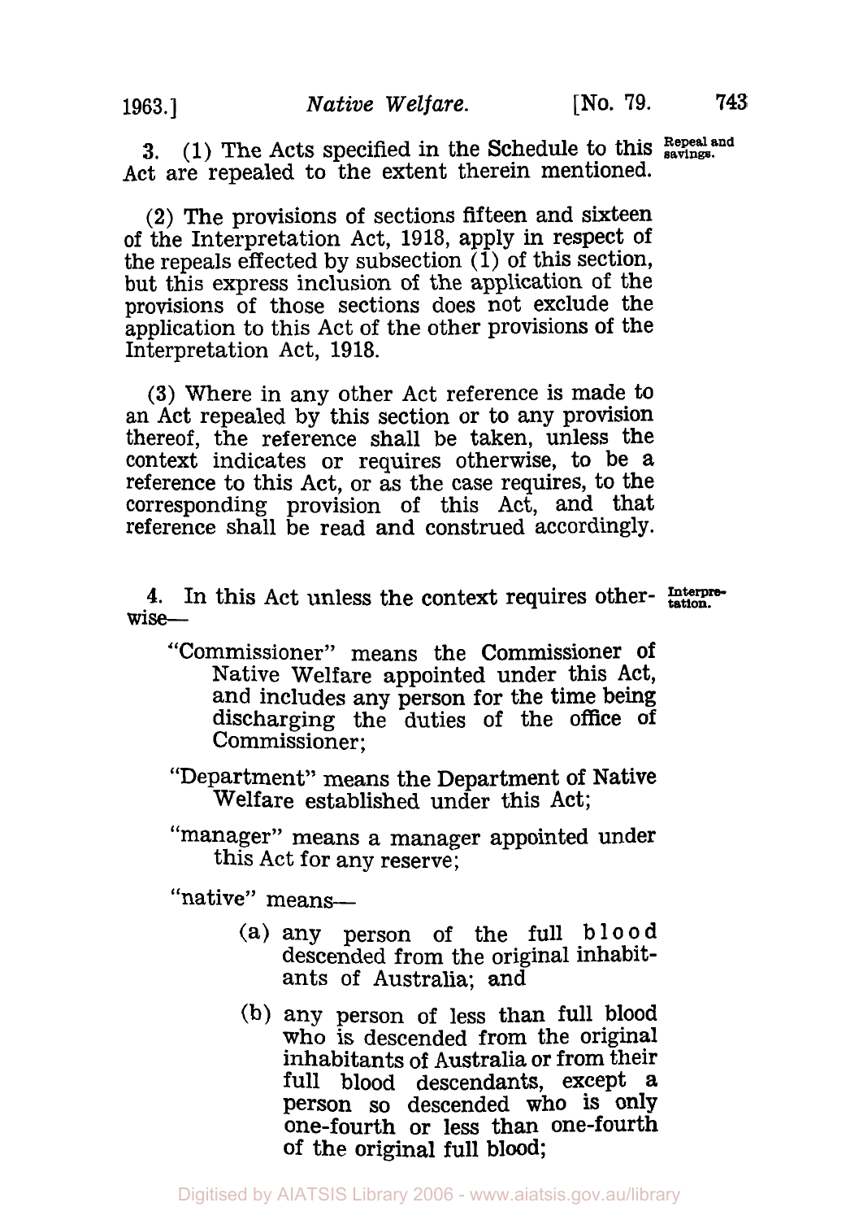3. (1) The Acts specified in the Schedule to this Act are repealed to the extent therein mentioned.

Repeal and savings.

(2) The provisions of sections fifteen and sixteen of the Interpretation Act, 1918, apply in respect of the repeals effected by subsection (1) of this section, but this express inclusion of the application of the provisions of those sections does not exclude the application to this Act of the other provisions of the Interpretation Act, 1918.

(3) Where in any other Act reference is made to an Act repealed by this section or to any provision thereof, the reference shall be taken, unless the context indicates or requires otherwise, to be a reference to this Act, or as the case requires, to the corresponding provision of this Act, and that reference shall be read and construed accordingly.

4. In this Act unless the context requires otherwise—

Interpretation.

"Commissioner" means the Commissioner of Native Welfare appointed under this Act, and includes any person for the time being discharging the duties of the office of Commissioner;

"Department" means the Department of Native Welfare established under this Act;

"manager" means a manager appointed under this Act for any reserve;

"native" means—

(a) any person of the full blood descended from the original inhabitants of Australia; and

(b) any person of less than full blood who is descended from the original inhabitants of Australia or from their full blood descendants, except a person so descended who is only one-fourth or less than one-fourth of the original full blood;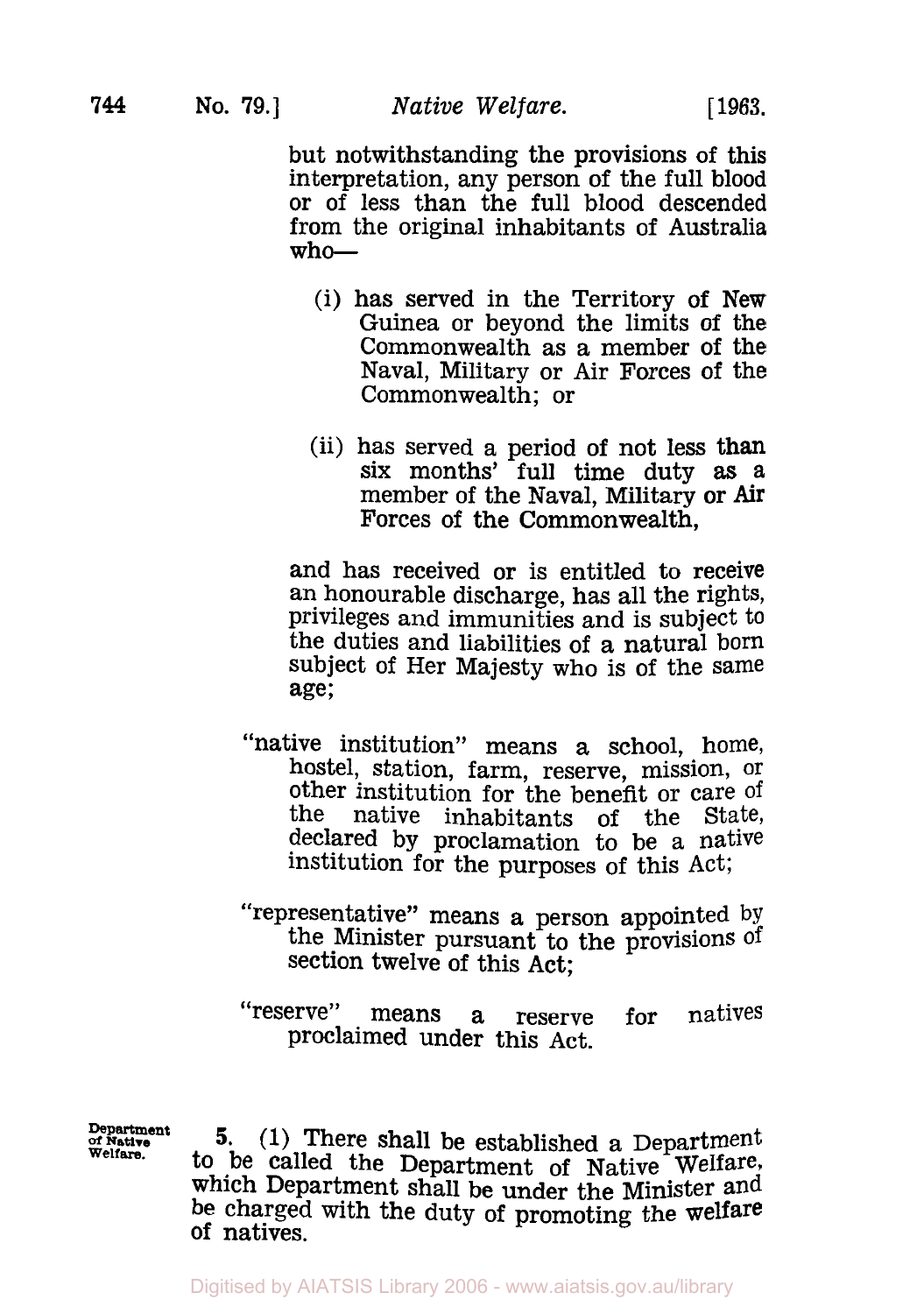but notwithstanding the provisions of this interpretation, any person of the full blood or of less than the full blood descended from the original inhabitants of Australia who—

(i) has served in the Territory of New Guinea or beyond the limits of the Commonwealth as a member of the Naval, Military or Air Forces of the Commonwealth; or

(ii) has served a period of not less than six months' full time duty as a member of the Naval, Military or Air Forces of the Commonwealth,

and has received or is entitled to receive an honourable discharge, has all the rights, privileges and immunities and is subject to the duties and liabilities of a natural born subject of Her Majesty who is of the same age;

"native institution" means a school, home, hostel, station, farm, reserve, mission, or other institution for the benefit or care of the native inhabitants of the State, declared by proclamation to be a native institution for the purposes of this Act;

"representative" means a person appointed by the Minister pursuant to the provisions of section twelve of this Act;

"reserve" means a reserve for natives proclaimed under this Act.

**Department of Native Welfare.**

**5.** (1) There shall be established a Department to be called the Department of Native Welfare, which Department shall be under the Minister and be charged with the duty of promoting the welfare of natives.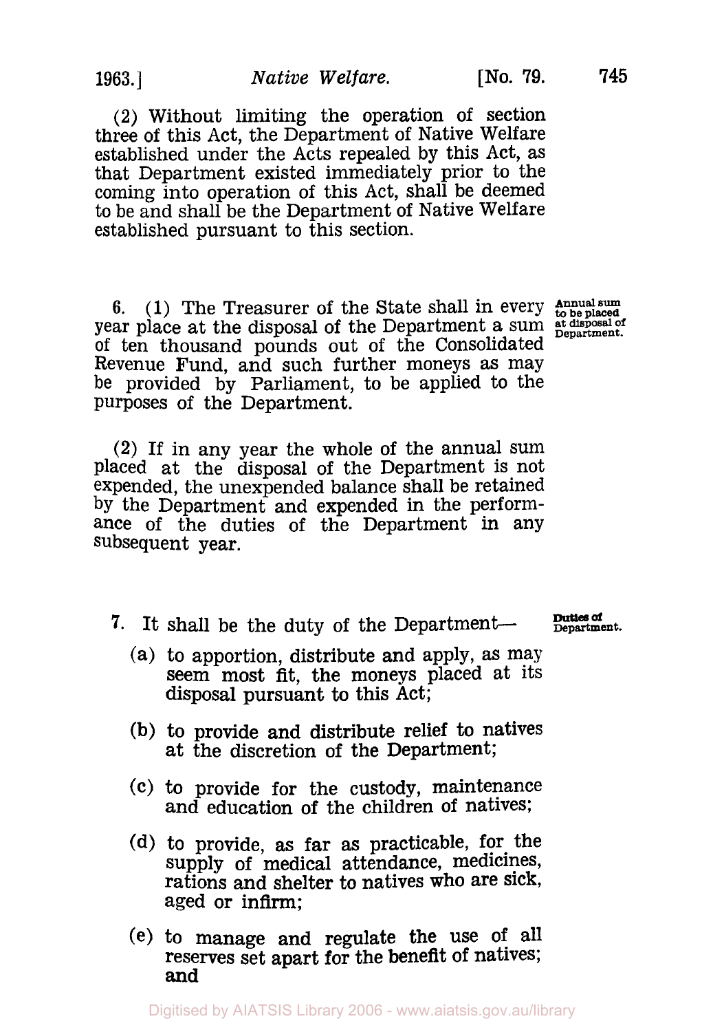(2) Without limiting the operation of section three of this Act, the Department of Native Welfare established under the Acts repealed by this Act, as that Department existed immediately prior to the coming into operation of this Act, shall be deemed to be and shall be the Department of Native Welfare established pursuant to this section.

**Annual sum to be placed at disposal of Department.**

6. (1) The Treasurer of the State shall in every year place at the disposal of the Department a sum of ten thousand pounds out of the Consolidated Revenue Fund, and such further moneys as may be provided by Parliament, to be applied to the purposes of the Department.

(2) If in any year the whole of the annual sum placed at the disposal of the Department is not expended, the unexpended balance shall be retained by the Department and expended in the performance of the duties of the Department in any subsequent year.

**Duties of Department.**

7. It shall be the duty of the Department—

(a) to apportion, distribute and apply, as may seem most fit, the moneys placed at its disposal pursuant to this Act;

(b) to provide and distribute relief to natives at the discretion of the Department;

(c) to provide for the custody, maintenance and education of the children of natives;

(d) to provide, as far as practicable, for the supply of medical attendance, medicines, rations and shelter to natives who are sick, aged or infirm;

(e) to manage and regulate the use of all reserves set apart for the benefit of natives; and

Digitised by AIATSIS Library 2006 - www.aiatsis.gov.au/library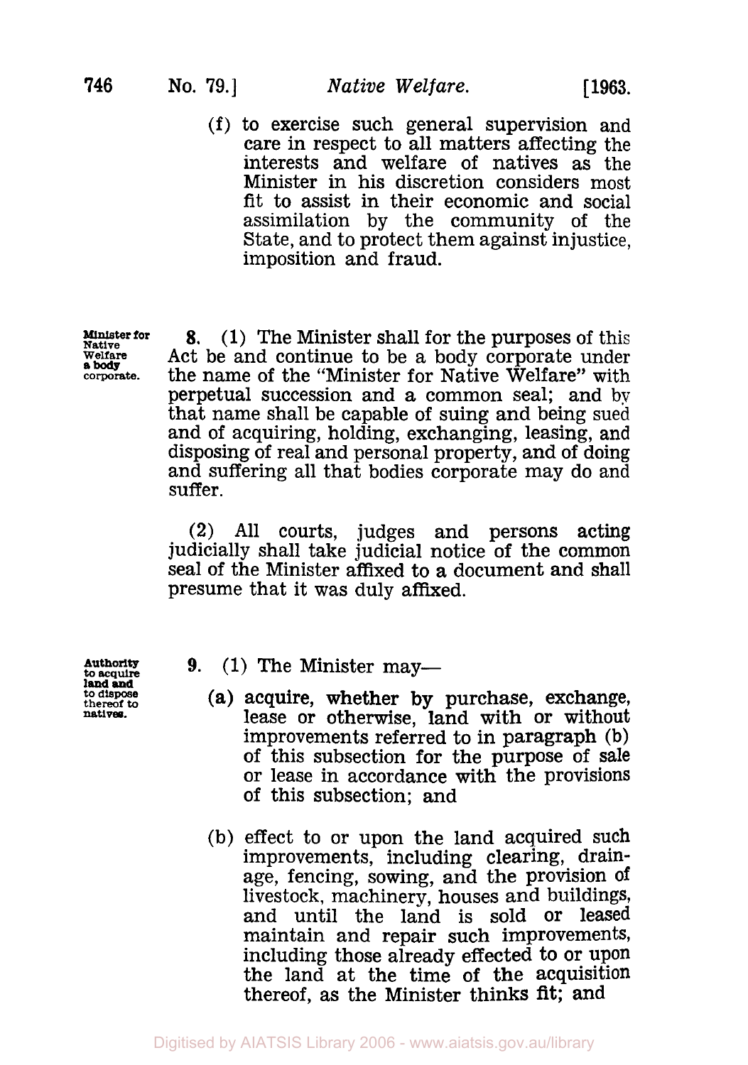(f) to exercise such general supervision and care in respect to all matters affecting the interests and welfare of natives as the Minister in his discretion considers most fit to assist in their economic and social assimilation by the community of the State, and to protect them against injustice, imposition and fraud.

**Minister for Native Welfare a body corporate.**

8. (1) The Minister shall for the purposes of this Act be and continue to be a body corporate under the name of the "Minister for Native Welfare" with perpetual succession and a common seal; and by that name shall be capable of suing and being sued and of acquiring, holding, exchanging, leasing, and disposing of real and personal property, and of doing and suffering all that bodies corporate may do and suffer.

(2) All courts, judges and persons acting judicially shall take judicial notice of the common seal of the Minister affixed to a document and shall presume that it was duly affixed.

**Authority to acquire land and to dispose thereof to natives.**

9. (1) The Minister may—

(a) acquire, whether by purchase, exchange, lease or otherwise, land with or without improvements referred to in paragraph (b) of this subsection for the purpose of sale or lease in accordance with the provisions of this subsection; and

(b) effect to or upon the land acquired such improvements, including clearing, drainage, fencing, sowing, and the provision of livestock, machinery, houses and buildings, and until the land is sold or leased maintain and repair such improvements, including those already effected to or upon the land at the time of the acquisition thereof, as the Minister thinks fit; and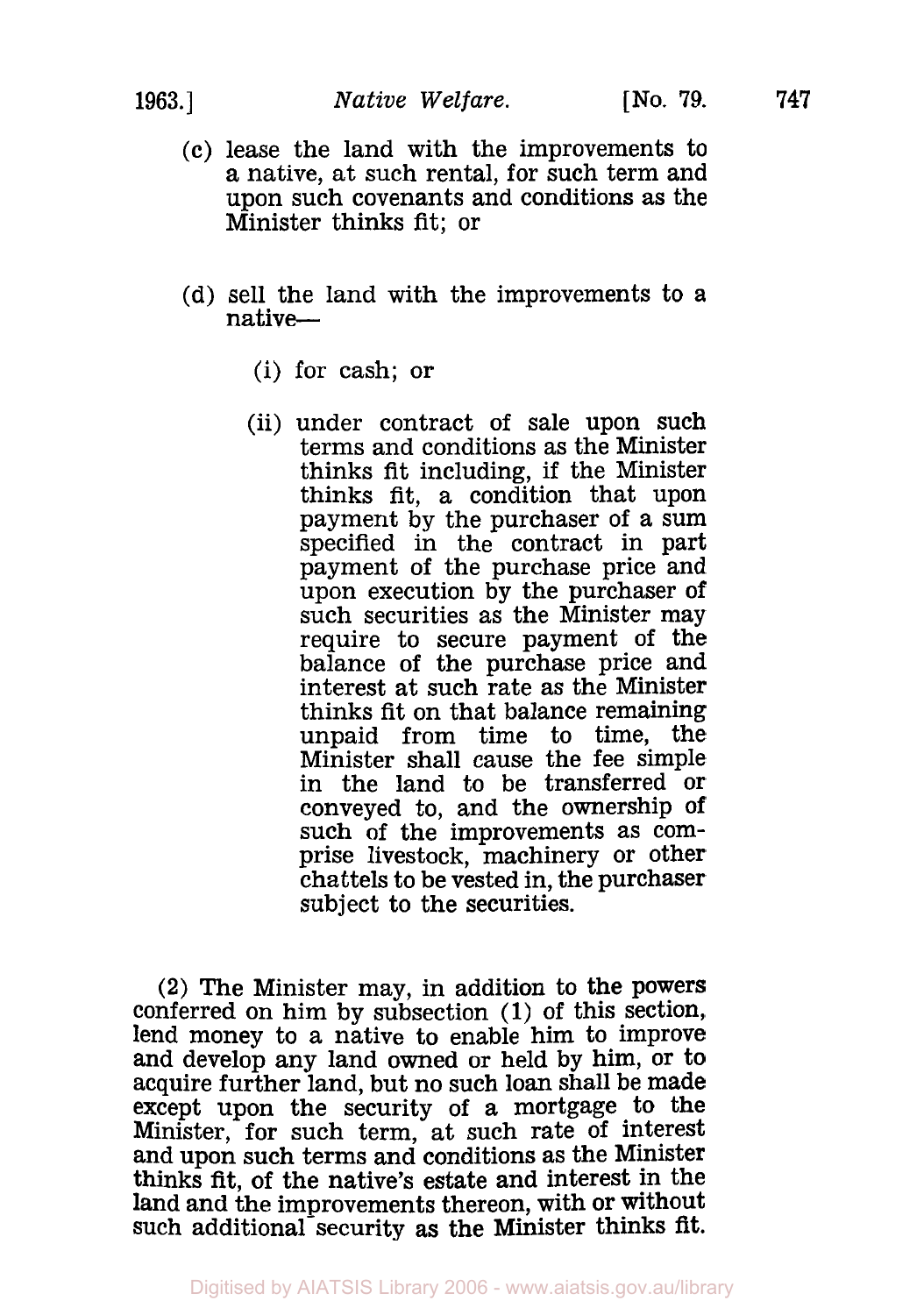(c) lease the land with the improvements to a native, at such rental, for such term and upon such covenants and conditions as the Minister thinks fit; or

(d) sell the land with the improvements to a native—

(i) for cash; or

(ii) under contract of sale upon such terms and conditions as the Minister thinks fit including, if the Minister thinks fit, a condition that upon payment by the purchaser of a sum specified in the contract in part payment of the purchase price and upon execution by the purchaser of such securities as the Minister may require to secure payment of the balance of the purchase price and interest at such rate as the Minister thinks fit on that balance remaining unpaid from time to time, the Minister shall cause the fee simple in the land to be transferred or conveyed to, and the ownership of such of the improvements as comprise livestock, machinery or other chattels to be vested in, the purchaser subject to the securities.

(2) The Minister may, in addition to the powers conferred on him by subsection (1) of this section, lend money to a native to enable him to improve and develop any land owned or held by him, or to acquire further land, but no such loan shall be made except upon the security of a mortgage to the Minister, for such term, at such rate of interest and upon such terms and conditions as the Minister thinks fit, of the native's estate and interest in the land and the improvements thereon, with or without such additional security as the Minister thinks fit.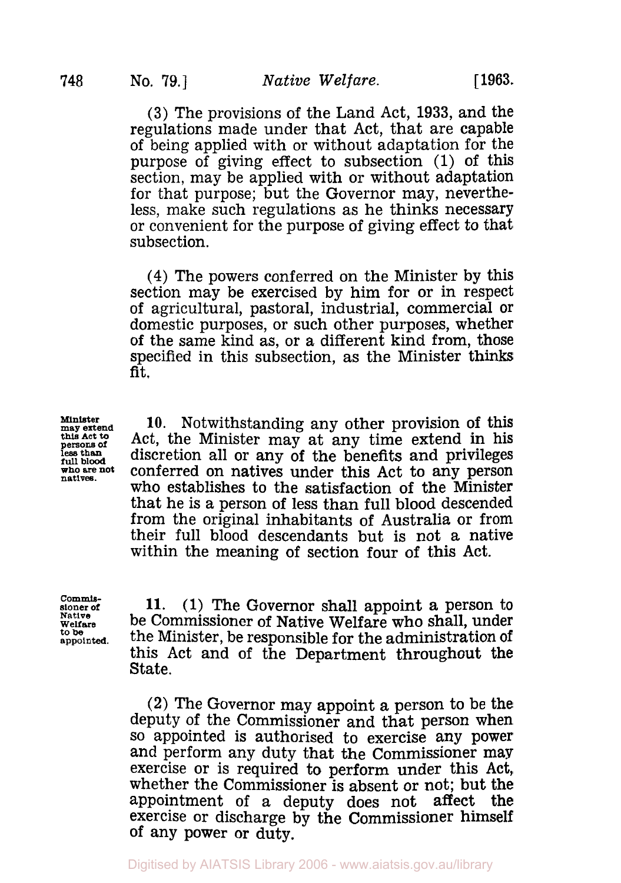(3) The provisions of the Land Act, 1933, and the regulations made under that Act, that are capable of being applied with or without adaptation for the purpose of giving effect to subsection (1) of this section, may be applied with or without adaptation for that purpose; but the Governor may, nevertheless, make such regulations as he thinks necessary or convenient for the purpose of giving effect to that subsection.

(4) The powers conferred on the Minister by this section may be exercised by him for or in respect of agricultural, pastoral, industrial, commercial or domestic purposes, or such other purposes, whether of the same kind as, or a different kind from, those specified in this subsection, as the Minister thinks fit.

**Minister may extend this Act to persons of less than full blood who are not natives.**

**10.** Notwithstanding any other provision of this Act, the Minister may at any time extend in his discretion all or any of the benefits and privileges conferred on natives under this Act to any person who establishes to the satisfaction of the Minister that he is a person of less than full blood descended from the original inhabitants of Australia or from their full blood descendants but is not a native within the meaning of section four of this Act.

**Commissioner of Native Welfare to be appointed.**

**11.** (1) The Governor shall appoint a person to be Commissioner of Native Welfare who shall, under the Minister, be responsible for the administration of this Act and of the Department throughout the State.

(2) The Governor may appoint a person to be the deputy of the Commissioner and that person when so appointed is authorised to exercise any power and perform any duty that the Commissioner may exercise or is required to perform under this Act, whether the Commissioner is absent or not; but the appointment of a deputy does not affect the exercise or discharge by the Commissioner himself of any power or duty.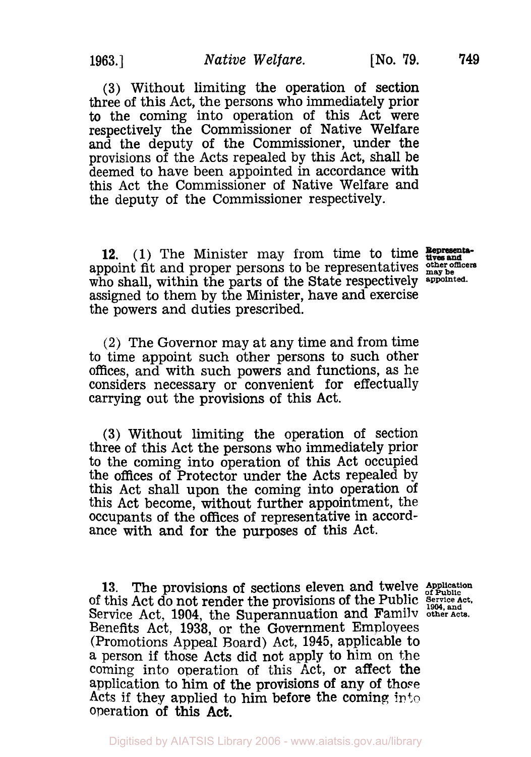(3) Without limiting the operation of section three of this Act, the persons who immediately prior to the coming into operation of this Act were respectively the Commissioner of Native Welfare and the deputy of the Commissioner, under the provisions of the Acts repealed by this Act, shall be deemed to have been appointed in accordance with this Act the Commissioner of Native Welfare and the deputy of the Commissioner respectively.

**Representatives and other officers may be appointed.**

**12.** (1) The Minister may from time to time appoint fit and proper persons to be representatives who shall, within the parts of the State respectively assigned to them by the Minister, have and exercise the powers and duties prescribed.

(2) The Governor may at any time and from time to time appoint such other persons to such other offices, and with such powers and functions, as he considers necessary or convenient for effectually carrying out the provisions of this Act.

(3) Without limiting the operation of section three of this Act the persons who immediately prior to the coming into operation of this Act occupied the offices of Protector under the Acts repealed by this Act shall upon the coming into operation of this Act become, without further appointment, the occupants of the offices of representative in accordance with and for the purposes of this Act.

**Application of Public Service Act, 1904, and other Acts.**

**13.** The provisions of sections eleven and twelve of this Act do not render the provisions of the Public Service Act, 1904, the Superannuation and Family Benefits Act, 1938, or the Government Employees (Promotions Appeal Board) Act, 1945, applicable to a person if those Acts did not apply to him on the coming into operation of this Act, or affect the application to him of the provisions of any of those Acts if they applied to him before the coming into operation of this Act.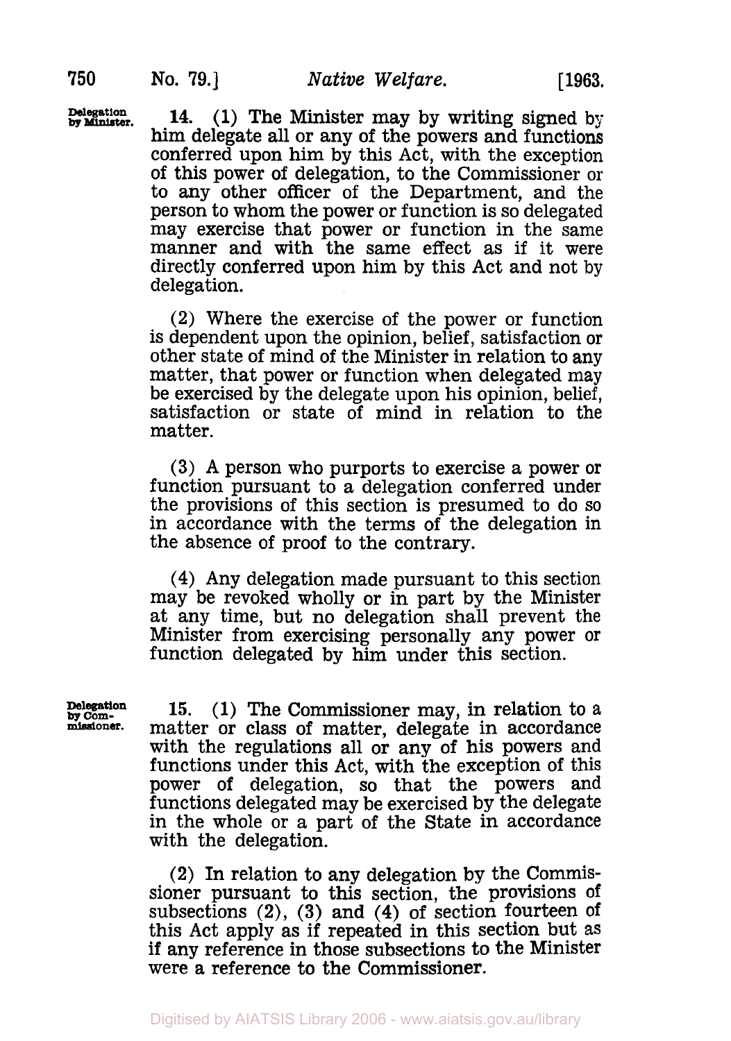**Delegation by Minister.**

**14.** (1) The Minister may by writing signed by him delegate all or any of the powers and functions conferred upon him by this Act, with the exception of this power of delegation, to the Commissioner or to any other officer of the Department, and the person to whom the power or function is so delegated may exercise that power or function in the same manner and with the same effect as if it were directly conferred upon him by this Act and not by delegation.

(2) Where the exercise of the power or function is dependent upon the opinion, belief, satisfaction or other state of mind of the Minister in relation to any matter, that power or function when delegated may be exercised by the delegate upon his opinion, belief, satisfaction or state of mind in relation to the matter.

(3) A person who purports to exercise a power or function pursuant to a delegation conferred under the provisions of this section is presumed to do so in accordance with the terms of the delegation in the absence of proof to the contrary.

(4) Any delegation made pursuant to this section may be revoked wholly or in part by the Minister at any time, but no delegation shall prevent the Minister from exercising personally any power or function delegated by him under this section.

**Delegation by Commissioner.**

**15.** (1) The Commissioner may, in relation to a matter or class of matter, delegate in accordance with the regulations all or any of his powers and functions under this Act, with the exception of this power of delegation, so that the powers and functions delegated may be exercised by the delegate in the whole or a part of the State in accordance with the delegation.

(2) In relation to any delegation by the Commissioner pursuant to this section, the provisions of subsections (2), (3) and (4) of section fourteen of this Act apply as if repeated in this section but as if any reference in those subsections to the Minister were a reference to the Commissioner.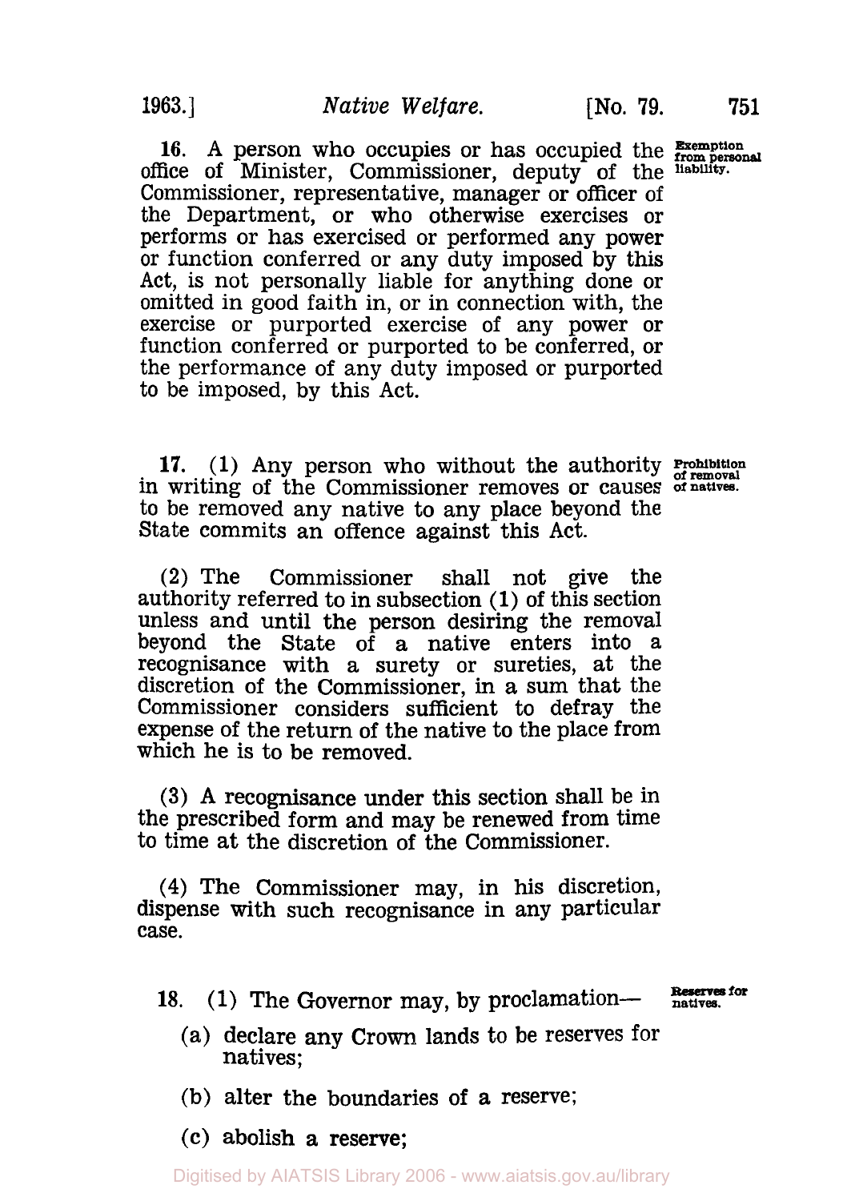16. A person who occupies or has occupied the office of Minister, Commissioner, deputy of the Commissioner, representative, manager or officer of the Department, or who otherwise exercises or performs or has exercised or performed any power or function conferred or any duty imposed by this Act, is not personally liable for anything done or omitted in good faith in, or in connection with, the exercise or purported exercise of any power or function conferred or purported to be conferred, or the performance of any duty imposed or purported to be imposed, by this Act.

Exemption from personal liability.

17. (1) Any person who without the authority in writing of the Commissioner removes or causes to be removed any native to any place beyond the State commits an offence against this Act.

Prohibition of removal of natives.

(2) The Commissioner shall not give the authority referred to in subsection (1) of this section unless and until the person desiring the removal beyond the State of a native enters into a recognisance with a surety or sureties, at the discretion of the Commissioner, in a sum that the Commissioner considers sufficient to defray the expense of the return of the native to the place from which he is to be removed.

(3) A recognisance under this section shall be in the prescribed form and may be renewed from time to time at the discretion of the Commissioner.

(4) The Commissioner may, in his discretion, dispense with such recognisance in any particular case.

18. (1) The Governor may, by proclamation—

Reserves for natives.

(a) declare any Crown lands to be reserves for natives;

(b) alter the boundaries of a reserve;

(c) abolish a reserve;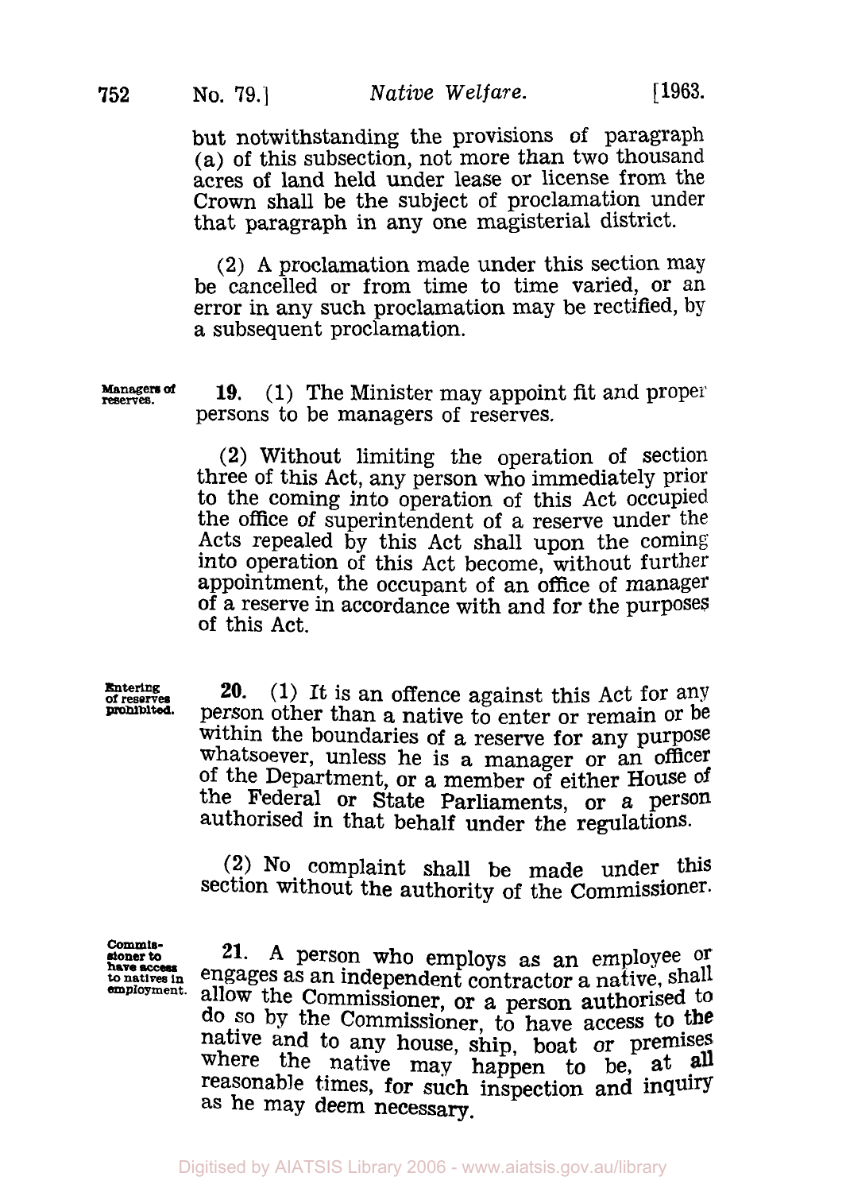but notwithstanding the provisions of paragraph (a) of this subsection, not more than two thousand acres of land held under lease or license from the Crown shall be the subject of proclamation under that paragraph in any one magisterial district.

(2) A proclamation made under this section may be cancelled or from time to time varied, or an error in any such proclamation may be rectified, by a subsequent proclamation.

**Managers of reserves.**

**19.** (1) The Minister may appoint fit and proper persons to be managers of reserves.

(2) Without limiting the operation of section three of this Act, any person who immediately prior to the coming into operation of this Act occupied the office of superintendent of a reserve under the Acts repealed by this Act shall upon the coming into operation of this Act become, without further appointment, the occupant of an office of manager of a reserve in accordance with and for the purposes of this Act.

**Entering of reserves prohibited.**

**20.** (1) It is an offence against this Act for any person other than a native to enter or remain or be within the boundaries of a reserve for any purpose whatsoever, unless he is a manager or an officer of the Department, or a member of either House of the Federal or State Parliaments, or a person authorised in that behalf under the regulations.

(2) No complaint shall be made under this section without the authority of the Commissioner.

**Commissioner to have access to natives in employment.**

**21.** A person who employs as an employee or engages as an independent contractor a native, shall allow the Commissioner, or a person authorised to do so by the Commissioner, to have access to the native and to any house, ship, boat or premises where the native may happen to be, at all reasonable times, for such inspection and inquiry as he may deem necessary.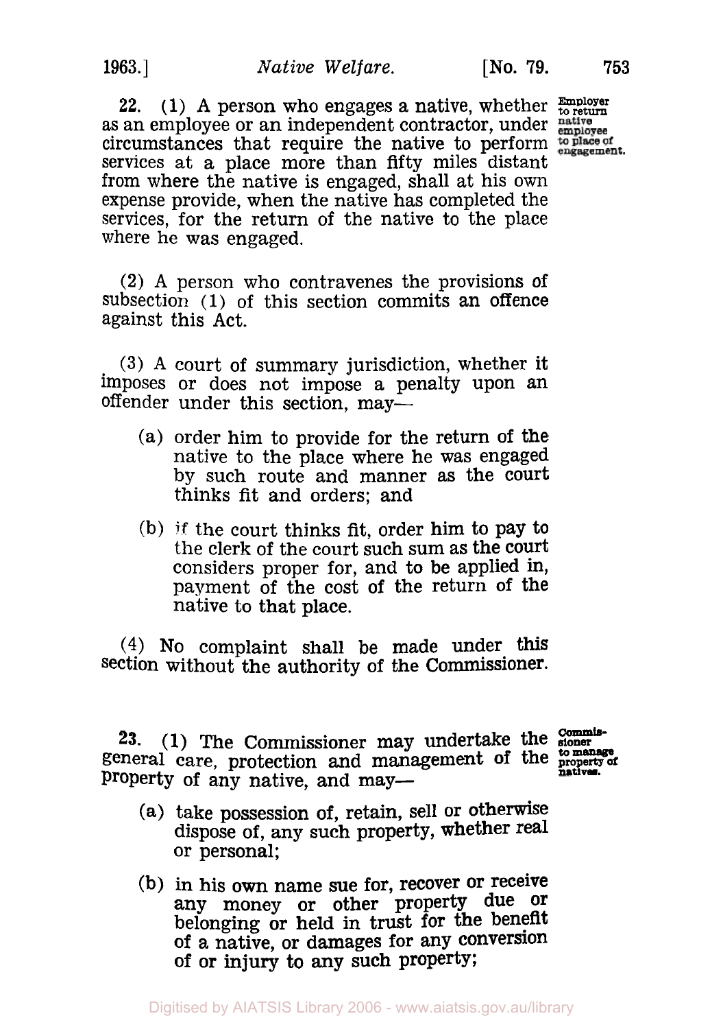**22.** (1) A person who engages a native, whether as an employee or an independent contractor, under circumstances that require the native to perform services at a place more than fifty miles distant from where the native is engaged, shall at his own expense provide, when the native has completed the services, for the return of the native to the place where he was engaged.

*Employer to return native employee to place of engagement.*

(2) A person who contravenes the provisions of subsection (1) of this section commits an offence against this Act.

(3) A court of summary jurisdiction, whether it imposes or does not impose a penalty upon an offender under this section, may—

- (a) order him to provide for the return of the native to the place where he was engaged by such route and manner as the court thinks fit and orders; and
- (b) if the court thinks fit, order him to pay to the clerk of the court such sum as the court considers proper for, and to be applied in, payment of the cost of the return of the native to that place.

(4) No complaint shall be made under this section without the authority of the Commissioner.

**23.** (1) The Commissioner may undertake the general care, protection and management of the property of any native, and may—

*Commissioner to manage property of natives.*

- (a) take possession of, retain, sell or otherwise dispose of, any such property, whether real or personal;
- (b) in his own name sue for, recover or receive any money or other property due or belonging or held in trust for the benefit of a native, or damages for any conversion of or injury to any such property;

Digitised by AIATSIS Library 2006 - www.aiatsis.gov.au/library